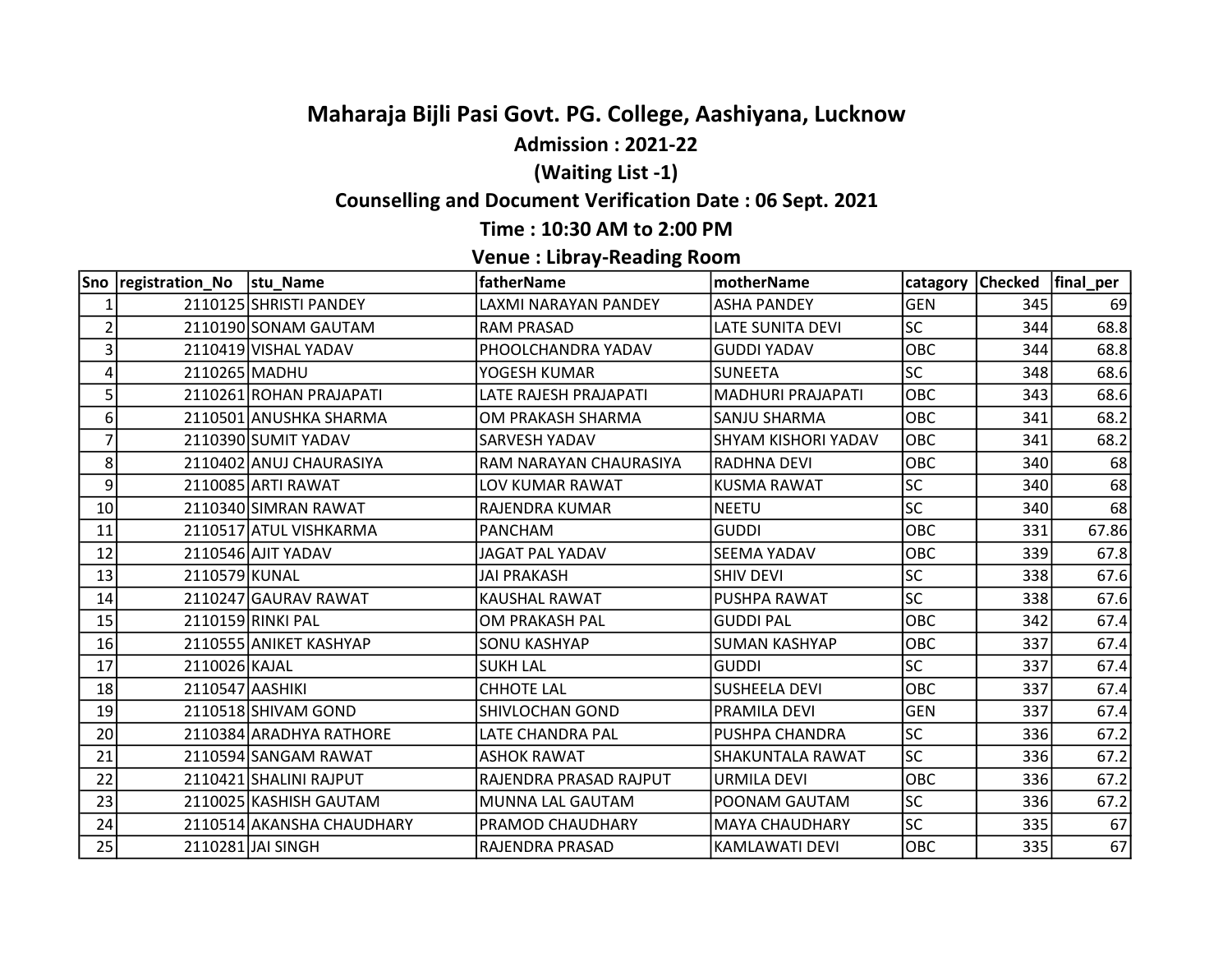# Maharaja Bijli Pasi Govt. PG. College, Aashiyana, Lucknow

**Admission : 2021-22**

**(Waiting List -1)**

**Counselling and Document Verification Date : 06 Sept. 2021**

**Time : 10:30 AM to 2:00 PM**

**Venue : Libray-Reading Room**

| Sno | registration_No | stu_Name | fatherName | motherName | catagory | Checked | final_per |
|---|---|---|---|---|---|---|---|
| 1 | 2110125 | SHRISTI PANDEY | LAXMI NARAYAN PANDEY | ASHA PANDEY | GEN | 345 | 69 |
| 2 | 2110190 | SONAM GAUTAM | RAM PRASAD | LATE SUNITA DEVI | SC | 344 | 68.8 |
| 3 | 2110419 | VISHAL YADAV | PHOOLCHANDRA YADAV | GUDDI YADAV | OBC | 344 | 68.8 |
| 4 | 2110265 | MADHU | YOGESH KUMAR | SUNEETA | SC | 348 | 68.6 |
| 5 | 2110261 | ROHAN PRAJAPATI | LATE RAJESH PRAJAPATI | MADHURI PRAJAPATI | OBC | 343 | 68.6 |
| 6 | 2110501 | ANUSHKA SHARMA | OM PRAKASH SHARMA | SANJU SHARMA | OBC | 341 | 68.2 |
| 7 | 2110390 | SUMIT YADAV | SARVESH YADAV | SHYAM KISHORI YADAV | OBC | 341 | 68.2 |
| 8 | 2110402 | ANUJ CHAURASIYA | RAM NARAYAN CHAURASIYA | RADHNA DEVI | OBC | 340 | 68 |
| 9 | 2110085 | ARTI RAWAT | LOV KUMAR RAWAT | KUSMA RAWAT | SC | 340 | 68 |
| 10 | 2110340 | SIMRAN RAWAT | RAJENDRA KUMAR | NEETU | SC | 340 | 68 |
| 11 | 2110517 | ATUL VISHKARMA | PANCHAM | GUDDI | OBC | 331 | 67.86 |
| 12 | 2110546 | AJIT YADAV | JAGAT PAL YADAV | SEEMA YADAV | OBC | 339 | 67.8 |
| 13 | 2110579 | KUNAL | JAI PRAKASH | SHIV DEVI | SC | 338 | 67.6 |
| 14 | 2110247 | GAURAV RAWAT | KAUSHAL RAWAT | PUSHPA RAWAT | SC | 338 | 67.6 |
| 15 | 2110159 | RINKI PAL | OM PRAKASH PAL | GUDDI PAL | OBC | 342 | 67.4 |
| 16 | 2110555 | ANIKET KASHYAP | SONU KASHYAP | SUMAN KASHYAP | OBC | 337 | 67.4 |
| 17 | 2110026 | KAJAL | SUKH LAL | GUDDI | SC | 337 | 67.4 |
| 18 | 2110547 | AASHIKI | CHHOTE LAL | SUSHEELA DEVI | OBC | 337 | 67.4 |
| 19 | 2110518 | SHIVAM GOND | SHIVLOCHAN GOND | PRAMILA DEVI | GEN | 337 | 67.4 |
| 20 | 2110384 | ARADHYA RATHORE | LATE CHANDRA PAL | PUSHPA CHANDRA | SC | 336 | 67.2 |
| 21 | 2110594 | SANGAM RAWAT | ASHOK RAWAT | SHAKUNTALA RAWAT | SC | 336 | 67.2 |
| 22 | 2110421 | SHALINI RAJPUT | RAJENDRA PRASAD RAJPUT | URMILA DEVI | OBC | 336 | 67.2 |
| 23 | 2110025 | KASHISH GAUTAM | MUNNA LAL GAUTAM | POONAM GAUTAM | SC | 336 | 67.2 |
| 24 | 2110514 | AKANSHA CHAUDHARY | PRAMOD CHAUDHARY | MAYA CHAUDHARY | SC | 335 | 67 |
| 25 | 2110281 | JAI SINGH | RAJENDRA PRASAD | KAMLAWATI DEVI | OBC | 335 | 67 |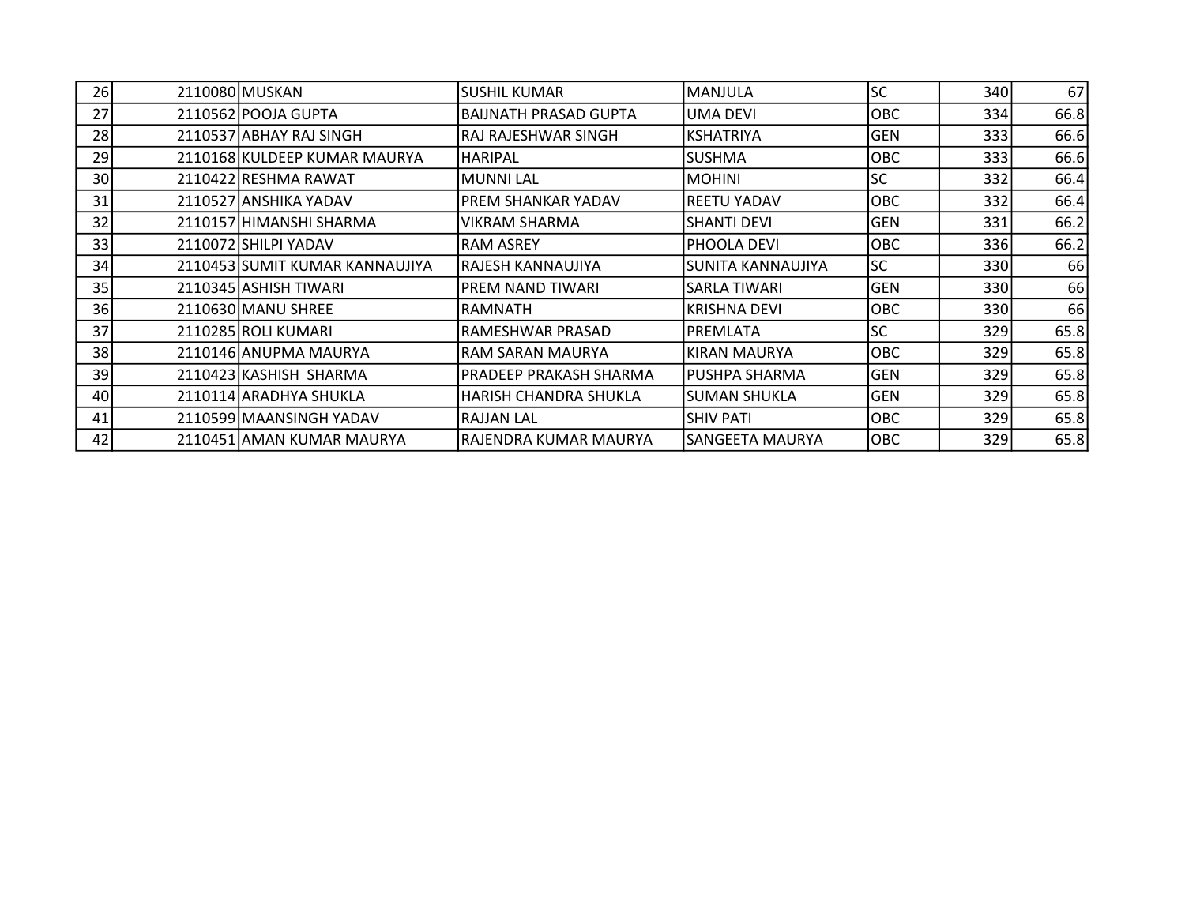| | | | | | | | |
|---|---|---|---|---|---|---|---|
| 26 | 2110080 | MUSKAN | SUSHIL KUMAR | MANJULA | SC | 340 | 67 |
| 27 | 2110562 | POOJA GUPTA | BAIJNATH PRASAD GUPTA | UMA DEVI | OBC | 334 | 66.8 |
| 28 | 2110537 | ABHAY RAJ SINGH | RAJ RAJESHWAR SINGH | KSHATRIYA | GEN | 333 | 66.6 |
| 29 | 2110168 | KULDEEP KUMAR MAURYA | HARIPAL | SUSHMA | OBC | 333 | 66.6 |
| 30 | 2110422 | RESHMA RAWAT | MUNNI LAL | MOHINI | SC | 332 | 66.4 |
| 31 | 2110527 | ANSHIKA YADAV | PREM SHANKAR YADAV | REETU YADAV | OBC | 332 | 66.4 |
| 32 | 2110157 | HIMANSHI SHARMA | VIKRAM SHARMA | SHANTI DEVI | GEN | 331 | 66.2 |
| 33 | 2110072 | SHILPI YADAV | RAM ASREY | PHOOLA DEVI | OBC | 336 | 66.2 |
| 34 | 2110453 | SUMIT KUMAR KANNAUJIYA | RAJESH KANNAUJIYA | SUNITA KANNAUJIYA | SC | 330 | 66 |
| 35 | 2110345 | ASHISH TIWARI | PREM NAND TIWARI | SARLA TIWARI | GEN | 330 | 66 |
| 36 | 2110630 | MANU SHREE | RAMNATH | KRISHNA DEVI | OBC | 330 | 66 |
| 37 | 2110285 | ROLI KUMARI | RAMESHWAR PRASAD | PREMLATA | SC | 329 | 65.8 |
| 38 | 2110146 | ANUPMA MAURYA | RAM SARAN MAURYA | KIRAN MAURYA | OBC | 329 | 65.8 |
| 39 | 2110423 | KASHISH SHARMA | PRADEEP PRAKASH SHARMA | PUSHPA SHARMA | GEN | 329 | 65.8 |
| 40 | 2110114 | ARADHYA SHUKLA | HARISH CHANDRA SHUKLA | SUMAN SHUKLA | GEN | 329 | 65.8 |
| 41 | 2110599 | MAANSINGH YADAV | RAJJAN LAL | SHIV PATI | OBC | 329 | 65.8 |
| 42 | 2110451 | AMAN KUMAR MAURYA | RAJENDRA KUMAR MAURYA | SANGEETA MAURYA | OBC | 329 | 65.8 |